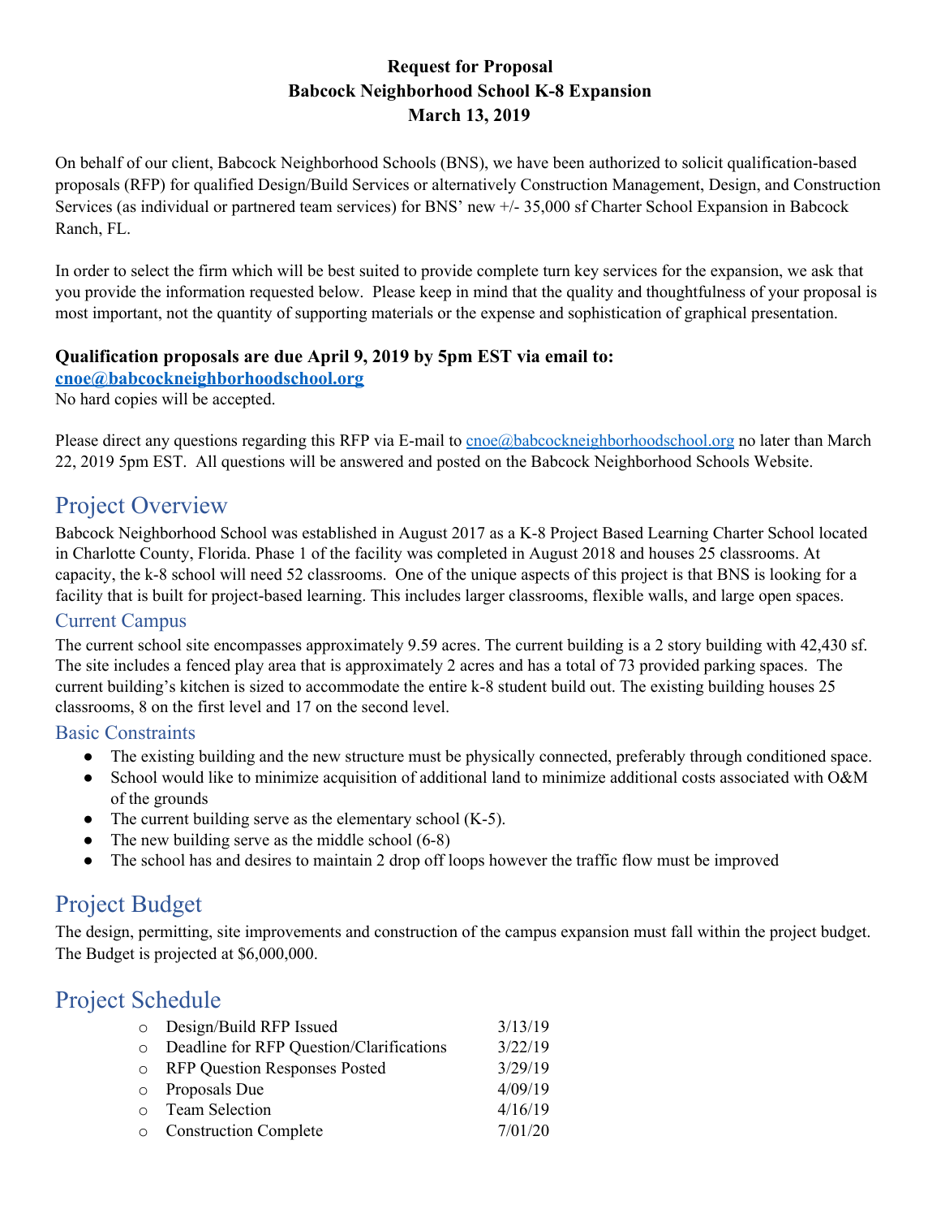**Request for Proposal**
**Babcock Neighborhood School K-8 Expansion**
**March 13, 2019**

On behalf of our client, Babcock Neighborhood Schools (BNS), we have been authorized to solicit qualification-based proposals (RFP) for qualified Design/Build Services or alternatively Construction Management, Design, and Construction Services (as individual or partnered team services) for BNS' new +/- 35,000 sf Charter School Expansion in Babcock Ranch, FL.

In order to select the firm which will be best suited to provide complete turn key services for the expansion, we ask that you provide the information requested below. Please keep in mind that the quality and thoughtfulness of your proposal is most important, not the quantity of supporting materials or the expense and sophistication of graphical presentation.

**Qualification proposals are due April 9, 2019 by 5pm EST via email to:**
**cnoe@babcockneighborhoodschool.org**
No hard copies will be accepted.

Please direct any questions regarding this RFP via E-mail to cnoe@babcockneighborhoodschool.org no later than March 22, 2019 5pm EST. All questions will be answered and posted on the Babcock Neighborhood Schools Website.

# Project Overview

Babcock Neighborhood School was established in August 2017 as a K-8 Project Based Learning Charter School located in Charlotte County, Florida. Phase 1 of the facility was completed in August 2018 and houses 25 classrooms. At capacity, the k-8 school will need 52 classrooms. One of the unique aspects of this project is that BNS is looking for a facility that is built for project-based learning. This includes larger classrooms, flexible walls, and large open spaces.

## Current Campus

The current school site encompasses approximately 9.59 acres. The current building is a 2 story building with 42,430 sf. The site includes a fenced play area that is approximately 2 acres and has a total of 73 provided parking spaces. The current building's kitchen is sized to accommodate the entire k-8 student build out. The existing building houses 25 classrooms, 8 on the first level and 17 on the second level.

## Basic Constraints

- The existing building and the new structure must be physically connected, preferably through conditioned space.
- School would like to minimize acquisition of additional land to minimize additional costs associated with O&M of the grounds
- The current building serve as the elementary school (K-5).
- The new building serve as the middle school (6-8)
- The school has and desires to maintain 2 drop off loops however the traffic flow must be improved

# Project Budget

The design, permitting, site improvements and construction of the campus expansion must fall within the project budget. The Budget is projected at $6,000,000.

# Project Schedule

- Design/Build RFP Issued 3/13/19
- Deadline for RFP Question/Clarifications 3/22/19
- RFP Question Responses Posted 3/29/19
- Proposals Due 4/09/19
- Team Selection 4/16/19
- Construction Complete 7/01/20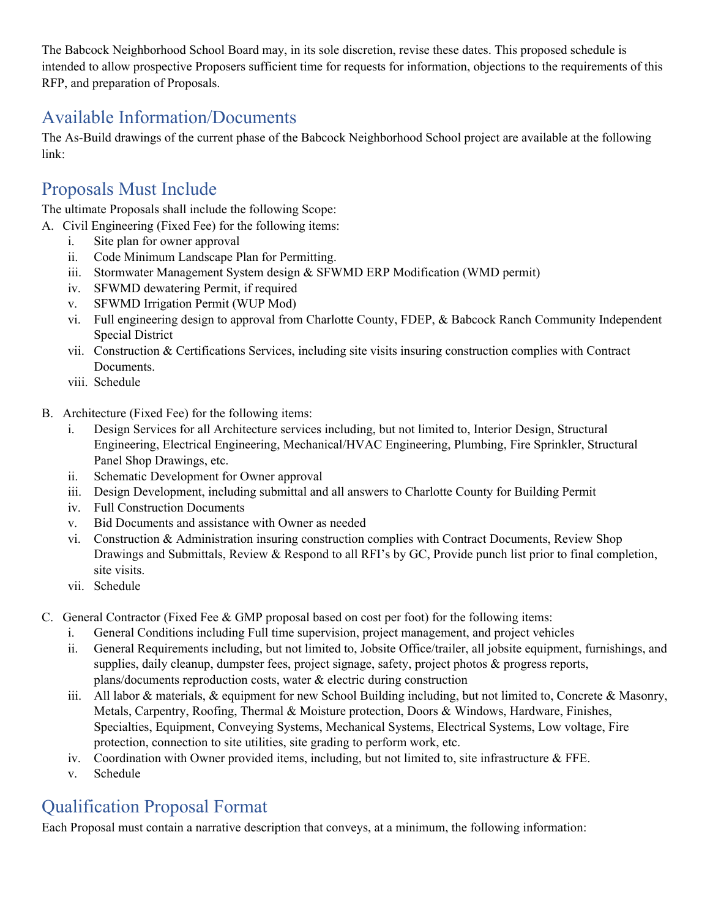The Babcock Neighborhood School Board may, in its sole discretion, revise these dates. This proposed schedule is intended to allow prospective Proposers sufficient time for requests for information, objections to the requirements of this RFP, and preparation of Proposals.

## Available Information/Documents

The As-Build drawings of the current phase of the Babcock Neighborhood School project are available at the following link:

## Proposals Must Include

The ultimate Proposals shall include the following Scope:

A. Civil Engineering (Fixed Fee) for the following items:
   - i. Site plan for owner approval
   - ii. Code Minimum Landscape Plan for Permitting.
   - iii. Stormwater Management System design & SFWMD ERP Modification (WMD permit)
   - iv. SFWMD dewatering Permit, if required
   - v. SFWMD Irrigation Permit (WUP Mod)
   - vi. Full engineering design to approval from Charlotte County, FDEP, & Babcock Ranch Community Independent Special District
   - vii. Construction & Certifications Services, including site visits insuring construction complies with Contract Documents.
   - viii. Schedule

B. Architecture (Fixed Fee) for the following items:
   - i. Design Services for all Architecture services including, but not limited to, Interior Design, Structural Engineering, Electrical Engineering, Mechanical/HVAC Engineering, Plumbing, Fire Sprinkler, Structural Panel Shop Drawings, etc.
   - ii. Schematic Development for Owner approval
   - iii. Design Development, including submittal and all answers to Charlotte County for Building Permit
   - iv. Full Construction Documents
   - v. Bid Documents and assistance with Owner as needed
   - vi. Construction & Administration insuring construction complies with Contract Documents, Review Shop Drawings and Submittals, Review & Respond to all RFI's by GC, Provide punch list prior to final completion, site visits.
   - vii. Schedule

C. General Contractor (Fixed Fee & GMP proposal based on cost per foot) for the following items:
   - i. General Conditions including Full time supervision, project management, and project vehicles
   - ii. General Requirements including, but not limited to, Jobsite Office/trailer, all jobsite equipment, furnishings, and supplies, daily cleanup, dumpster fees, project signage, safety, project photos & progress reports, plans/documents reproduction costs, water & electric during construction
   - iii. All labor & materials, & equipment for new School Building including, but not limited to, Concrete & Masonry, Metals, Carpentry, Roofing, Thermal & Moisture protection, Doors & Windows, Hardware, Finishes, Specialties, Equipment, Conveying Systems, Mechanical Systems, Electrical Systems, Low voltage, Fire protection, connection to site utilities, site grading to perform work, etc.
   - iv. Coordination with Owner provided items, including, but not limited to, site infrastructure & FFE.
   - v. Schedule

## Qualification Proposal Format

Each Proposal must contain a narrative description that conveys, at a minimum, the following information: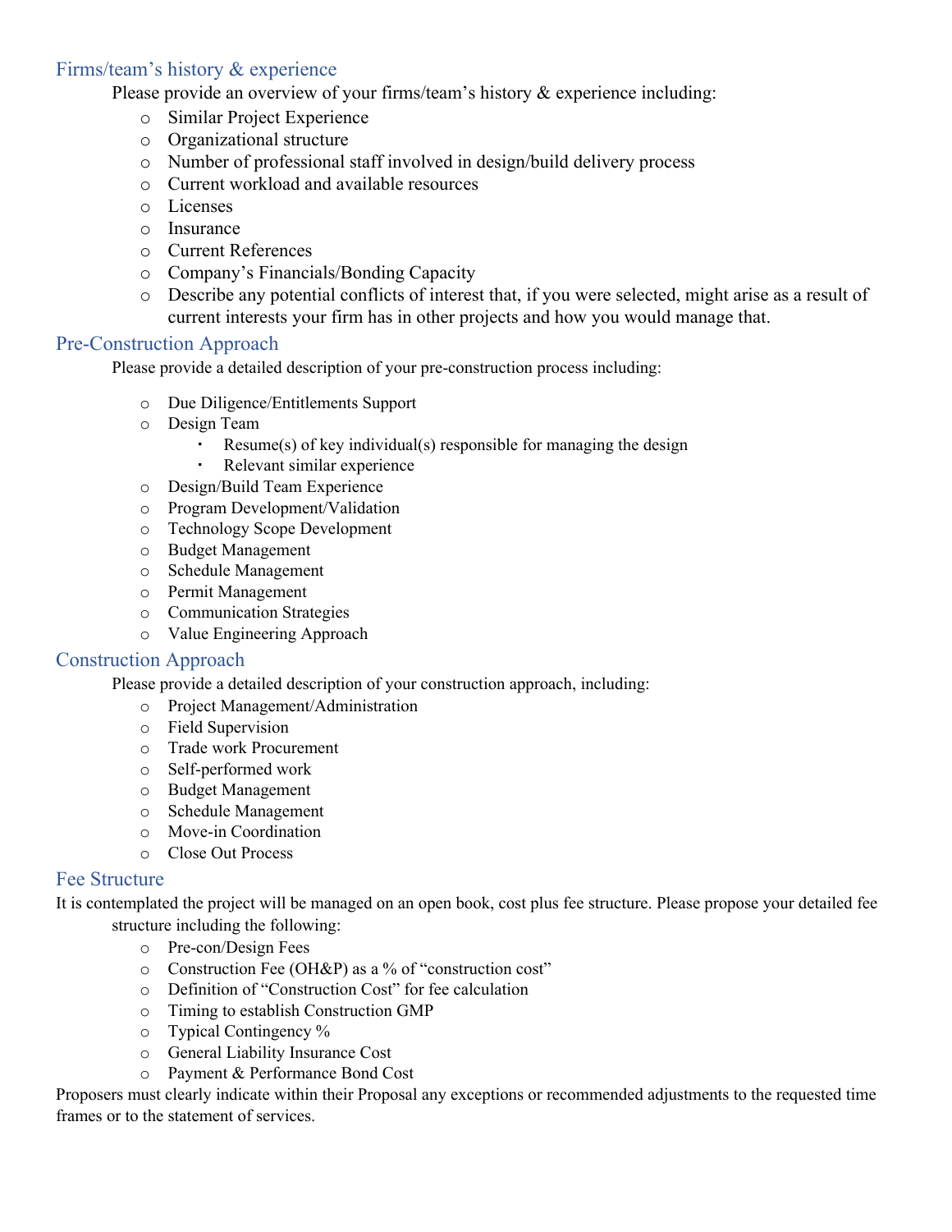## Firms/team's history & experience

Please provide an overview of your firms/team's history & experience including:

- Similar Project Experience
- Organizational structure
- Number of professional staff involved in design/build delivery process
- Current workload and available resources
- Licenses
- Insurance
- Current References
- Company's Financials/Bonding Capacity
- Describe any potential conflicts of interest that, if you were selected, might arise as a result of current interests your firm has in other projects and how you would manage that.

## Pre-Construction Approach

Please provide a detailed description of your pre-construction process including:

- Due Diligence/Entitlements Support
- Design Team
  - Resume(s) of key individual(s) responsible for managing the design
  - Relevant similar experience
- Design/Build Team Experience
- Program Development/Validation
- Technology Scope Development
- Budget Management
- Schedule Management
- Permit Management
- Communication Strategies
- Value Engineering Approach

## Construction Approach

Please provide a detailed description of your construction approach, including:

- Project Management/Administration
- Field Supervision
- Trade work Procurement
- Self-performed work
- Budget Management
- Schedule Management
- Move-in Coordination
- Close Out Process

## Fee Structure

It is contemplated the project will be managed on an open book, cost plus fee structure. Please propose your detailed fee structure including the following:

- Pre-con/Design Fees
- Construction Fee (OH&P) as a % of "construction cost"
- Definition of "Construction Cost" for fee calculation
- Timing to establish Construction GMP
- Typical Contingency %
- General Liability Insurance Cost
- Payment & Performance Bond Cost

Proposers must clearly indicate within their Proposal any exceptions or recommended adjustments to the requested time frames or to the statement of services.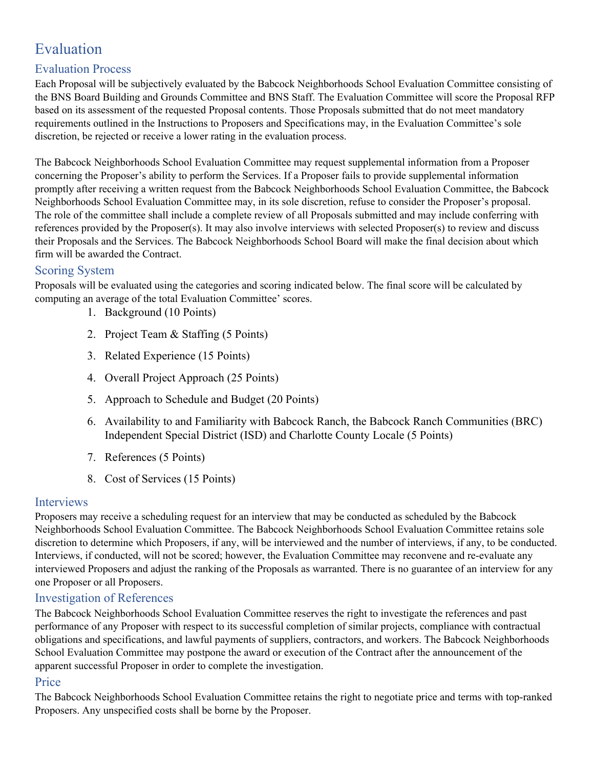# Evaluation

## Evaluation Process

Each Proposal will be subjectively evaluated by the Babcock Neighborhoods School Evaluation Committee consisting of the BNS Board Building and Grounds Committee and BNS Staff. The Evaluation Committee will score the Proposal RFP based on its assessment of the requested Proposal contents. Those Proposals submitted that do not meet mandatory requirements outlined in the Instructions to Proposers and Specifications may, in the Evaluation Committee's sole discretion, be rejected or receive a lower rating in the evaluation process.

The Babcock Neighborhoods School Evaluation Committee may request supplemental information from a Proposer concerning the Proposer's ability to perform the Services. If a Proposer fails to provide supplemental information promptly after receiving a written request from the Babcock Neighborhoods School Evaluation Committee, the Babcock Neighborhoods School Evaluation Committee may, in its sole discretion, refuse to consider the Proposer's proposal. The role of the committee shall include a complete review of all Proposals submitted and may include conferring with references provided by the Proposer(s). It may also involve interviews with selected Proposer(s) to review and discuss their Proposals and the Services. The Babcock Neighborhoods School Board will make the final decision about which firm will be awarded the Contract.

## Scoring System

Proposals will be evaluated using the categories and scoring indicated below. The final score will be calculated by computing an average of the total Evaluation Committee' scores.

1. Background (10 Points)
2. Project Team & Staffing (5 Points)
3. Related Experience (15 Points)
4. Overall Project Approach (25 Points)
5. Approach to Schedule and Budget (20 Points)
6. Availability to and Familiarity with Babcock Ranch, the Babcock Ranch Communities (BRC) Independent Special District (ISD) and Charlotte County Locale (5 Points)
7. References (5 Points)
8. Cost of Services (15 Points)

## Interviews

Proposers may receive a scheduling request for an interview that may be conducted as scheduled by the Babcock Neighborhoods School Evaluation Committee. The Babcock Neighborhoods School Evaluation Committee retains sole discretion to determine which Proposers, if any, will be interviewed and the number of interviews, if any, to be conducted. Interviews, if conducted, will not be scored; however, the Evaluation Committee may reconvene and re-evaluate any interviewed Proposers and adjust the ranking of the Proposals as warranted. There is no guarantee of an interview for any one Proposer or all Proposers.

## Investigation of References

The Babcock Neighborhoods School Evaluation Committee reserves the right to investigate the references and past performance of any Proposer with respect to its successful completion of similar projects, compliance with contractual obligations and specifications, and lawful payments of suppliers, contractors, and workers. The Babcock Neighborhoods School Evaluation Committee may postpone the award or execution of the Contract after the announcement of the apparent successful Proposer in order to complete the investigation.

## Price

The Babcock Neighborhoods School Evaluation Committee retains the right to negotiate price and terms with top-ranked Proposers. Any unspecified costs shall be borne by the Proposer.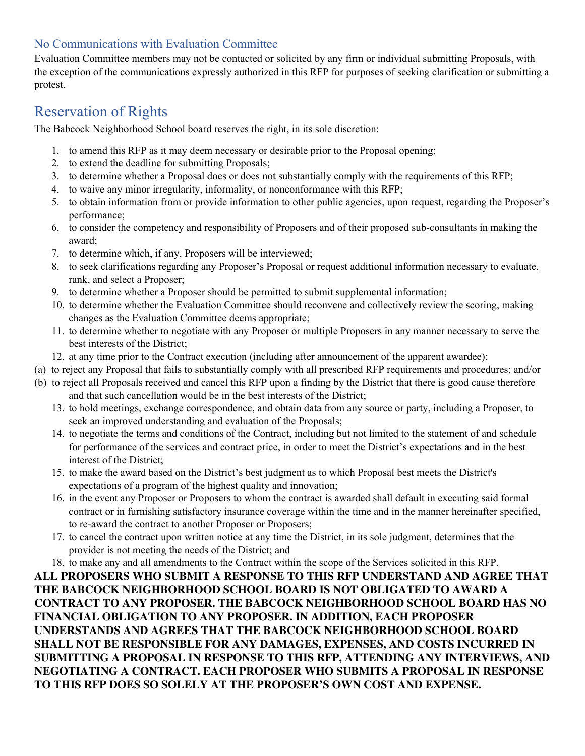### No Communications with Evaluation Committee

Evaluation Committee members may not be contacted or solicited by any firm or individual submitting Proposals, with the exception of the communications expressly authorized in this RFP for purposes of seeking clarification or submitting a protest.

## Reservation of Rights

The Babcock Neighborhood School board reserves the right, in its sole discretion:

1. to amend this RFP as it may deem necessary or desirable prior to the Proposal opening;
2. to extend the deadline for submitting Proposals;
3. to determine whether a Proposal does or does not substantially comply with the requirements of this RFP;
4. to waive any minor irregularity, informality, or nonconformance with this RFP;
5. to obtain information from or provide information to other public agencies, upon request, regarding the Proposer's performance;
6. to consider the competency and responsibility of Proposers and of their proposed sub-consultants in making the award;
7. to determine which, if any, Proposers will be interviewed;
8. to seek clarifications regarding any Proposer's Proposal or request additional information necessary to evaluate, rank, and select a Proposer;
9. to determine whether a Proposer should be permitted to submit supplemental information;
10. to determine whether the Evaluation Committee should reconvene and collectively review the scoring, making changes as the Evaluation Committee deems appropriate;
11. to determine whether to negotiate with any Proposer or multiple Proposers in any manner necessary to serve the best interests of the District;
12. at any time prior to the Contract execution (including after announcement of the apparent awardee):
    (a) to reject any Proposal that fails to substantially comply with all prescribed RFP requirements and procedures; and/or
    (b) to reject all Proposals received and cancel this RFP upon a finding by the District that there is good cause therefore and that such cancellation would be in the best interests of the District;
13. to hold meetings, exchange correspondence, and obtain data from any source or party, including a Proposer, to seek an improved understanding and evaluation of the Proposals;
14. to negotiate the terms and conditions of the Contract, including but not limited to the statement of and schedule for performance of the services and contract price, in order to meet the District's expectations and in the best interest of the District;
15. to make the award based on the District's best judgment as to which Proposal best meets the District's expectations of a program of the highest quality and innovation;
16. in the event any Proposer or Proposers to whom the contract is awarded shall default in executing said formal contract or in furnishing satisfactory insurance coverage within the time and in the manner hereinafter specified, to re-award the contract to another Proposer or Proposers;
17. to cancel the contract upon written notice at any time the District, in its sole judgment, determines that the provider is not meeting the needs of the District; and
18. to make any and all amendments to the Contract within the scope of the Services solicited in this RFP.

**ALL PROPOSERS WHO SUBMIT A RESPONSE TO THIS RFP UNDERSTAND AND AGREE THAT THE BABCOCK NEIGHBORHOOD SCHOOL BOARD IS NOT OBLIGATED TO AWARD A CONTRACT TO ANY PROPOSER. THE BABCOCK NEIGHBORHOOD SCHOOL BOARD HAS NO FINANCIAL OBLIGATION TO ANY PROPOSER. IN ADDITION, EACH PROPOSER UNDERSTANDS AND AGREES THAT THE BABCOCK NEIGHBORHOOD SCHOOL BOARD SHALL NOT BE RESPONSIBLE FOR ANY DAMAGES, EXPENSES, AND COSTS INCURRED IN SUBMITTING A PROPOSAL IN RESPONSE TO THIS RFP, ATTENDING ANY INTERVIEWS, AND NEGOTIATING A CONTRACT. EACH PROPOSER WHO SUBMITS A PROPOSAL IN RESPONSE TO THIS RFP DOES SO SOLELY AT THE PROPOSER'S OWN COST AND EXPENSE.**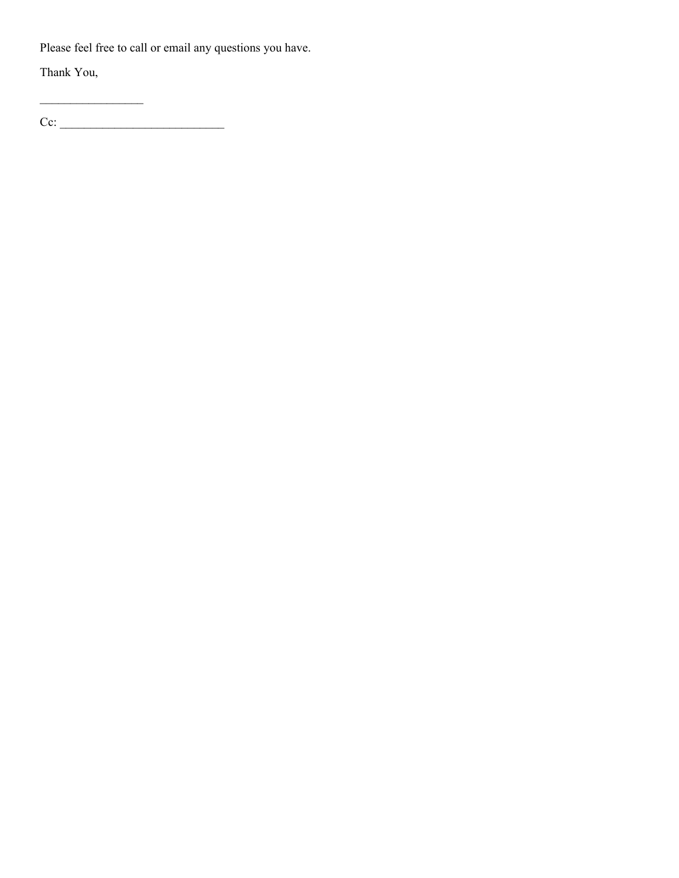Please feel free to call or email any questions you have.

Thank You,

_________________

Cc: ___________________________